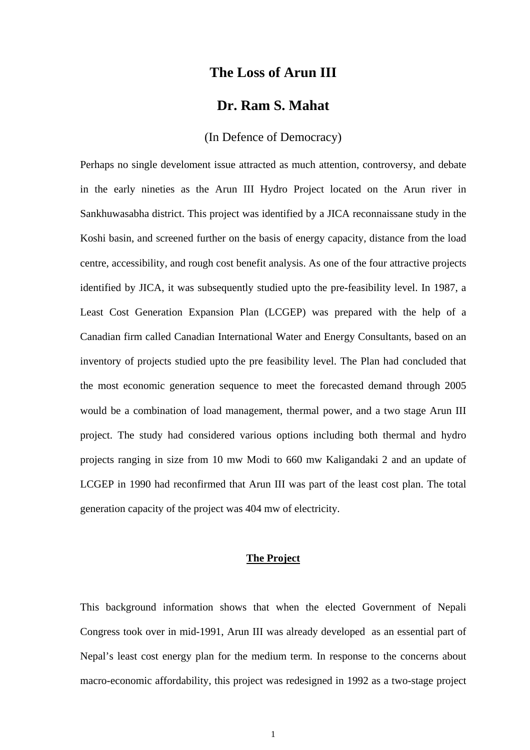# The Loss of Arun III

## Dr. Ram S. Mahat

(In Defence of Democracy)

Perhaps no single develoment issue attracted as much attention, controversy, and debate in the early nineties as the Arun III Hydro Project located on the Arun river in Sankhuwasabha district. This project was identified by a JICA reconnaissane study in the Koshi basin, and screened further on the basis of energy capacity, distance from the load centre, accessibility, and rough cost benefit analysis. As one of the four attractive projects identified by JICA, it was subsequently studied upto the pre-feasibility level. In 1987, a Least Cost Generation Expansion Plan (LCGEP) was prepared with the help of a Canadian firm called Canadian International Water and Energy Consultants, based on an inventory of projects studied upto the pre feasibility level. The Plan had concluded that the most economic generation sequence to meet the forecasted demand through 2005 would be a combination of load management, thermal power, and a two stage Arun III project. The study had considered various options including both thermal and hydro projects ranging in size from 10 mw Modi to 660 mw Kaligandaki 2 and an update of LCGEP in 1990 had reconfirmed that Arun III was part of the least cost plan. The total generation capacity of the project was 404 mw of electricity.

### The Project

This background information shows that when the elected Government of Nepali Congress took over in mid-1991, Arun III was already developed as an essential part of Nepal's least cost energy plan for the medium term. In response to the concerns about macro-economic affordability, this project was redesigned in 1992 as a two-stage project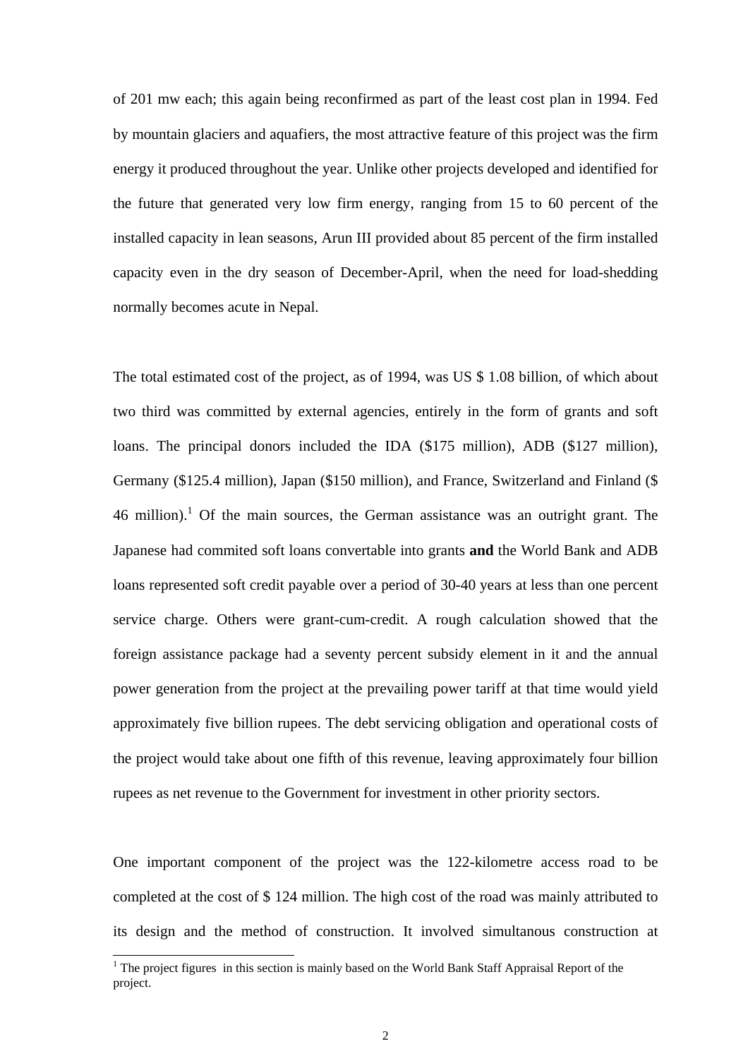of 201 mw each; this again being reconfirmed as part of the least cost plan in 1994. Fed by mountain glaciers and aquafiers, the most attractive feature of this project was the firm energy it produced throughout the year. Unlike other projects developed and identified for the future that generated very low firm energy, ranging from 15 to 60 percent of the installed capacity in lean seasons, Arun III provided about 85 percent of the firm installed capacity even in the dry season of December-April, when the need for load-shedding normally becomes acute in Nepal.

The total estimated cost of the project, as of 1994, was US $ 1.08 billion, of which about two third was committed by external agencies, entirely in the form of grants and soft loans. The principal donors included the IDA ($175 million), ADB ($127 million), Germany ($125.4 million), Japan ($150 million), and France, Switzerland and Finland ($ 46 million).[1] Of the main sources, the German assistance was an outright grant. The Japanese had commited soft loans convertable into grants **and** the World Bank and ADB loans represented soft credit payable over a period of 30-40 years at less than one percent service charge. Others were grant-cum-credit. A rough calculation showed that the foreign assistance package had a seventy percent subsidy element in it and the annual power generation from the project at the prevailing power tariff at that time would yield approximately five billion rupees. The debt servicing obligation and operational costs of the project would take about one fifth of this revenue, leaving approximately four billion rupees as net revenue to the Government for investment in other priority sectors.

One important component of the project was the 122-kilometre access road to be completed at the cost of $ 124 million. The high cost of the road was mainly attributed to its design and the method of construction. It involved simultanous construction at

[1] The project figures in this section is mainly based on the World Bank Staff Appraisal Report of the project.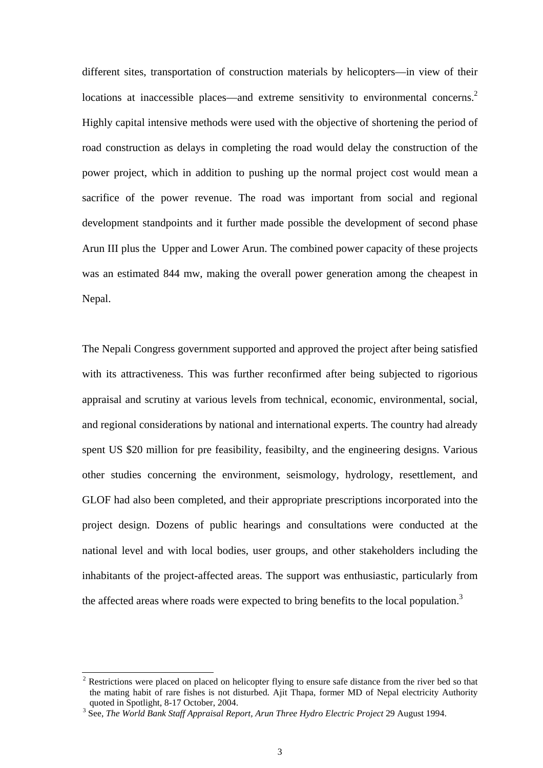different sites, transportation of construction materials by helicopters—in view of their locations at inaccessible places—and extreme sensitivity to environmental concerns.[2] Highly capital intensive methods were used with the objective of shortening the period of road construction as delays in completing the road would delay the construction of the power project, which in addition to pushing up the normal project cost would mean a sacrifice of the power revenue. The road was important from social and regional development standpoints and it further made possible the development of second phase Arun III plus the Upper and Lower Arun. The combined power capacity of these projects was an estimated 844 mw, making the overall power generation among the cheapest in Nepal.

The Nepali Congress government supported and approved the project after being satisfied with its attractiveness. This was further reconfirmed after being subjected to rigorious appraisal and scrutiny at various levels from technical, economic, environmental, social, and regional considerations by national and international experts. The country had already spent US $20 million for pre feasibility, feasibilty, and the engineering designs. Various other studies concerning the environment, seismology, hydrology, resettlement, and GLOF had also been completed, and their appropriate prescriptions incorporated into the project design. Dozens of public hearings and consultations were conducted at the national level and with local bodies, user groups, and other stakeholders including the inhabitants of the project-affected areas. The support was enthusiastic, particularly from the affected areas where roads were expected to bring benefits to the local population.[3]

---

[2] Restrictions were placed on placed on helicopter flying to ensure safe distance from the river bed so that the mating habit of rare fishes is not disturbed. Ajit Thapa, former MD of Nepal electricity Authority quoted in Spotlight, 8-17 October, 2004.

[3] See, *The World Bank Staff Appraisal Report, Arun Three Hydro Electric Project* 29 August 1994.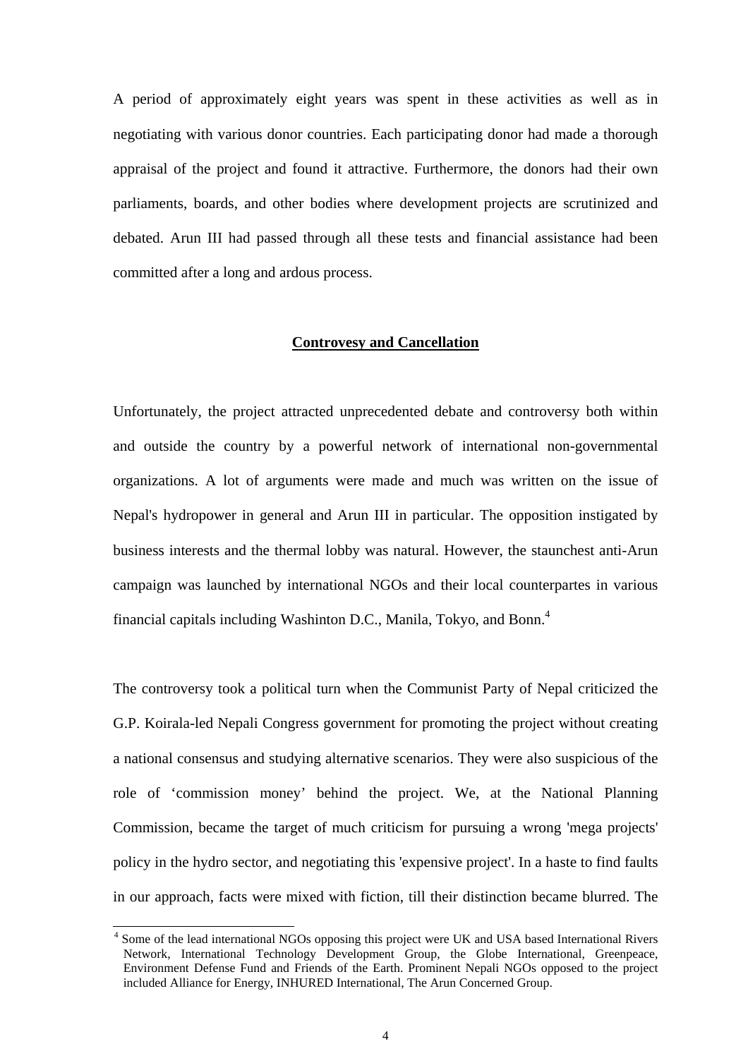A period of approximately eight years was spent in these activities as well as in negotiating with various donor countries. Each participating donor had made a thorough appraisal of the project and found it attractive. Furthermore, the donors had their own parliaments, boards, and other bodies where development projects are scrutinized and debated. Arun III had passed through all these tests and financial assistance had been committed after a long and ardous process.

## **Controvesy and Cancellation**

Unfortunately, the project attracted unprecedented debate and controversy both within and outside the country by a powerful network of international non-governmental organizations. A lot of arguments were made and much was written on the issue of Nepal's hydropower in general and Arun III in particular. The opposition instigated by business interests and the thermal lobby was natural. However, the staunchest anti-Arun campaign was launched by international NGOs and their local counterpartes in various financial capitals including Washinton D.C., Manila, Tokyo, and Bonn.[4]

The controversy took a political turn when the Communist Party of Nepal criticized the G.P. Koirala-led Nepali Congress government for promoting the project without creating a national consensus and studying alternative scenarios. They were also suspicious of the role of 'commission money' behind the project. We, at the National Planning Commission, became the target of much criticism for pursuing a wrong 'mega projects' policy in the hydro sector, and negotiating this 'expensive project'. In a haste to find faults in our approach, facts were mixed with fiction, till their distinction became blurred. The

[4] Some of the lead international NGOs opposing this project were UK and USA based International Rivers Network, International Technology Development Group, the Globe International, Greenpeace, Environment Defense Fund and Friends of the Earth. Prominent Nepali NGOs opposed to the project included Alliance for Energy, INHURED International, The Arun Concerned Group.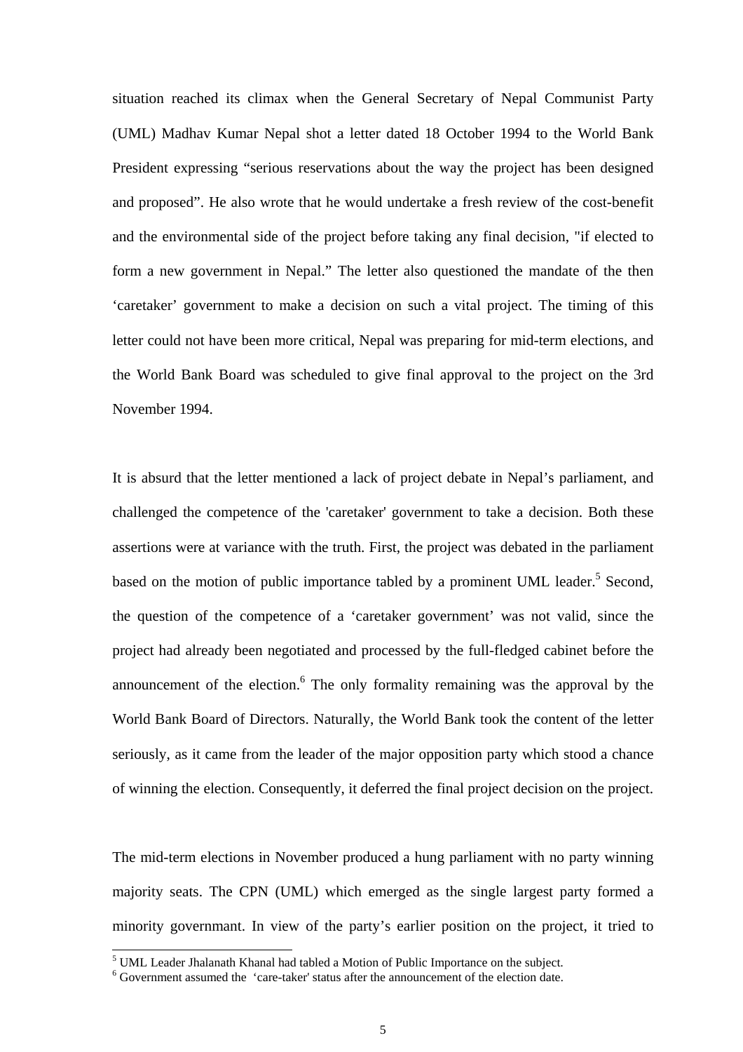situation reached its climax when the General Secretary of Nepal Communist Party (UML) Madhav Kumar Nepal shot a letter dated 18 October 1994 to the World Bank President expressing "serious reservations about the way the project has been designed and proposed". He also wrote that he would undertake a fresh review of the cost-benefit and the environmental side of the project before taking any final decision, "if elected to form a new government in Nepal." The letter also questioned the mandate of the then 'caretaker' government to make a decision on such a vital project. The timing of this letter could not have been more critical, Nepal was preparing for mid-term elections, and the World Bank Board was scheduled to give final approval to the project on the 3rd November 1994.

It is absurd that the letter mentioned a lack of project debate in Nepal's parliament, and challenged the competence of the 'caretaker' government to take a decision. Both these assertions were at variance with the truth. First, the project was debated in the parliament based on the motion of public importance tabled by a prominent UML leader.[5] Second, the question of the competence of a 'caretaker government' was not valid, since the project had already been negotiated and processed by the full-fledged cabinet before the announcement of the election.[6] The only formality remaining was the approval by the World Bank Board of Directors. Naturally, the World Bank took the content of the letter seriously, as it came from the leader of the major opposition party which stood a chance of winning the election. Consequently, it deferred the final project decision on the project.

The mid-term elections in November produced a hung parliament with no party winning majority seats. The CPN (UML) which emerged as the single largest party formed a minority governmant. In view of the party's earlier position on the project, it tried to

---

[5] UML Leader Jhalanath Khanal had tabled a Motion of Public Importance on the subject.

[6] Government assumed the 'care-taker' status after the announcement of the election date.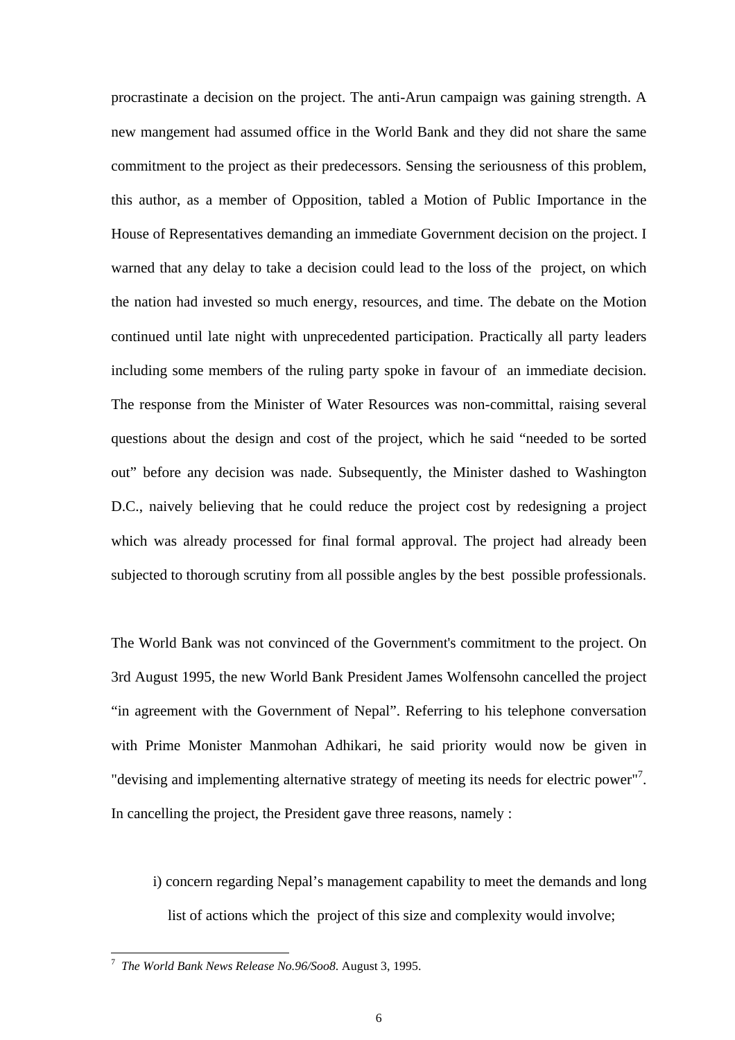procrastinate a decision on the project. The anti-Arun campaign was gaining strength. A new mangement had assumed office in the World Bank and they did not share the same commitment to the project as their predecessors. Sensing the seriousness of this problem, this author, as a member of Opposition, tabled a Motion of Public Importance in the House of Representatives demanding an immediate Government decision on the project. I warned that any delay to take a decision could lead to the loss of the project, on which the nation had invested so much energy, resources, and time. The debate on the Motion continued until late night with unprecedented participation. Practically all party leaders including some members of the ruling party spoke in favour of an immediate decision. The response from the Minister of Water Resources was non-committal, raising several questions about the design and cost of the project, which he said "needed to be sorted out" before any decision was nade. Subsequently, the Minister dashed to Washington D.C., naively believing that he could reduce the project cost by redesigning a project which was already processed for final formal approval. The project had already been subjected to thorough scrutiny from all possible angles by the best possible professionals.

The World Bank was not convinced of the Government's commitment to the project. On 3rd August 1995, the new World Bank President James Wolfensohn cancelled the project "in agreement with the Government of Nepal". Referring to his telephone conversation with Prime Monister Manmohan Adhikari, he said priority would now be given in "devising and implementing alternative strategy of meeting its needs for electric power"[7]. In cancelling the project, the President gave three reasons, namely :

i) concern regarding Nepal's management capability to meet the demands and long list of actions which the project of this size and complexity would involve;

---

[7] *The World Bank News Release No.96/Soo8*. August 3, 1995.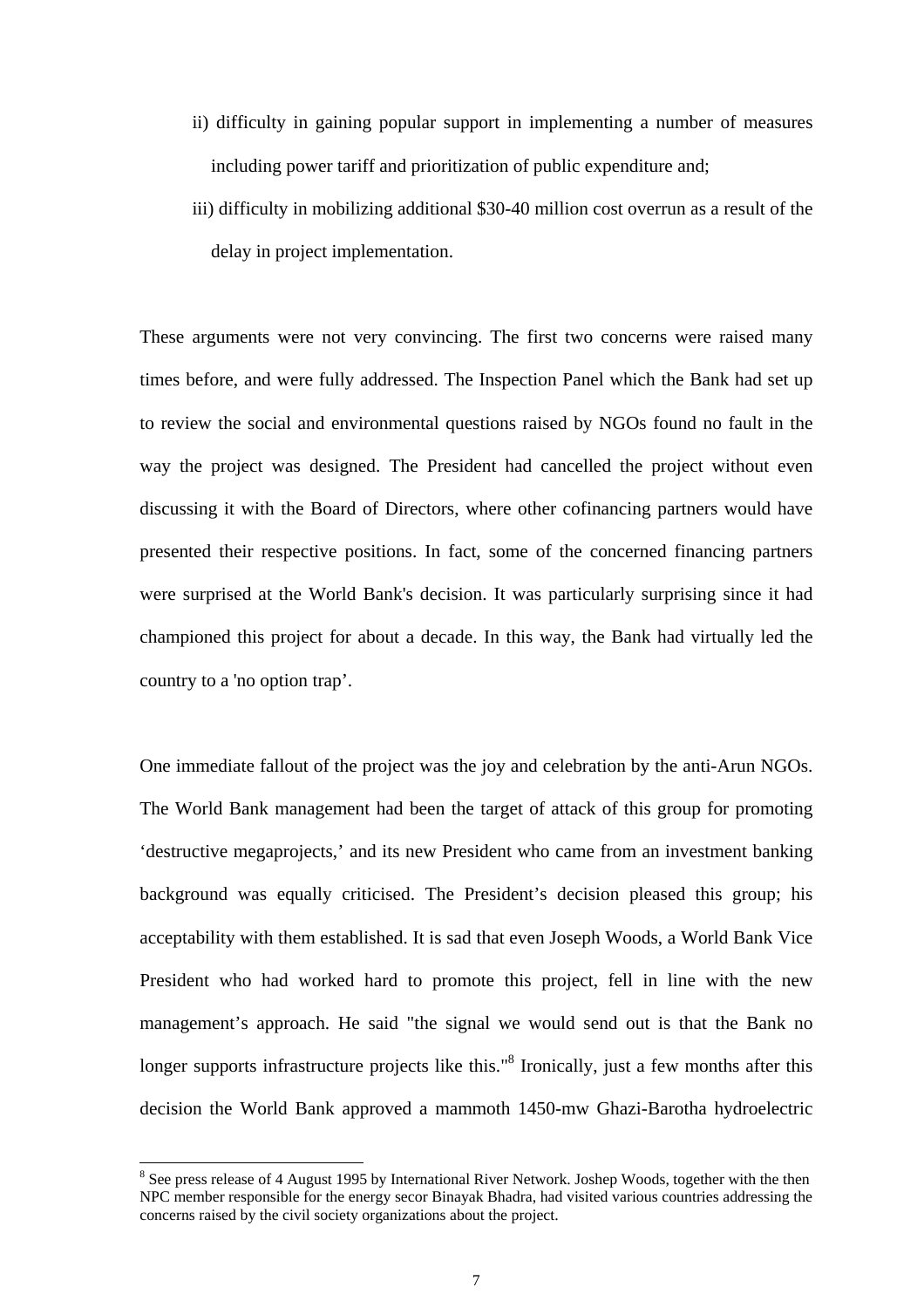ii) difficulty in gaining popular support in implementing a number of measures including power tariff and prioritization of public expenditure and;

iii) difficulty in mobilizing additional $30-40 million cost overrun as a result of the delay in project implementation.

These arguments were not very convincing. The first two concerns were raised many times before, and were fully addressed. The Inspection Panel which the Bank had set up to review the social and environmental questions raised by NGOs found no fault in the way the project was designed. The President had cancelled the project without even discussing it with the Board of Directors, where other cofinancing partners would have presented their respective positions. In fact, some of the concerned financing partners were surprised at the World Bank's decision. It was particularly surprising since it had championed this project for about a decade. In this way, the Bank had virtually led the country to a 'no option trap'.

One immediate fallout of the project was the joy and celebration by the anti-Arun NGOs. The World Bank management had been the target of attack of this group for promoting 'destructive megaprojects,' and its new President who came from an investment banking background was equally criticised. The President's decision pleased this group; his acceptability with them established. It is sad that even Joseph Woods, a World Bank Vice President who had worked hard to promote this project, fell in line with the new management's approach. He said "the signal we would send out is that the Bank no longer supports infrastructure projects like this."[8] Ironically, just a few months after this decision the World Bank approved a mammoth 1450-mw Ghazi-Barotha hydroelectric

[8] See press release of 4 August 1995 by International River Network. Joshep Woods, together with the then NPC member responsible for the energy secor Binayak Bhadra, had visited various countries addressing the concerns raised by the civil society organizations about the project.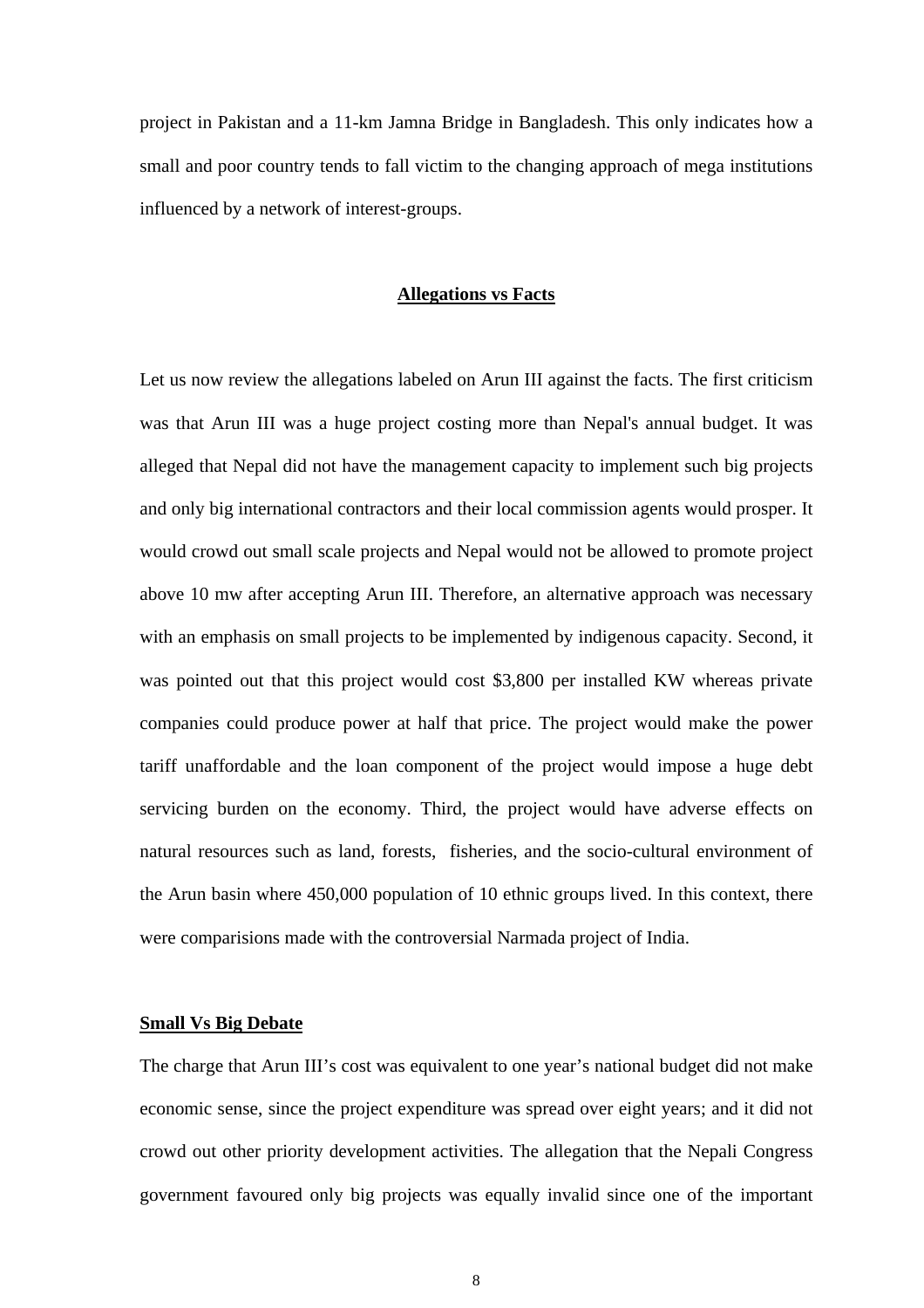project in Pakistan and a 11-km Jamna Bridge in Bangladesh. This only indicates how a small and poor country tends to fall victim to the changing approach of mega institutions influenced by a network of interest-groups.

## Allegations vs Facts

Let us now review the allegations labeled on Arun III against the facts. The first criticism was that Arun III was a huge project costing more than Nepal's annual budget. It was alleged that Nepal did not have the management capacity to implement such big projects and only big international contractors and their local commission agents would prosper. It would crowd out small scale projects and Nepal would not be allowed to promote project above 10 mw after accepting Arun III. Therefore, an alternative approach was necessary with an emphasis on small projects to be implemented by indigenous capacity. Second, it was pointed out that this project would cost $3,800 per installed KW whereas private companies could produce power at half that price. The project would make the power tariff unaffordable and the loan component of the project would impose a huge debt servicing burden on the economy. Third, the project would have adverse effects on natural resources such as land, forests, fisheries, and the socio-cultural environment of the Arun basin where 450,000 population of 10 ethnic groups lived. In this context, there were comparisions made with the controversial Narmada project of India.

### Small Vs Big Debate

The charge that Arun III's cost was equivalent to one year's national budget did not make economic sense, since the project expenditure was spread over eight years; and it did not crowd out other priority development activities. The allegation that the Nepali Congress government favoured only big projects was equally invalid since one of the important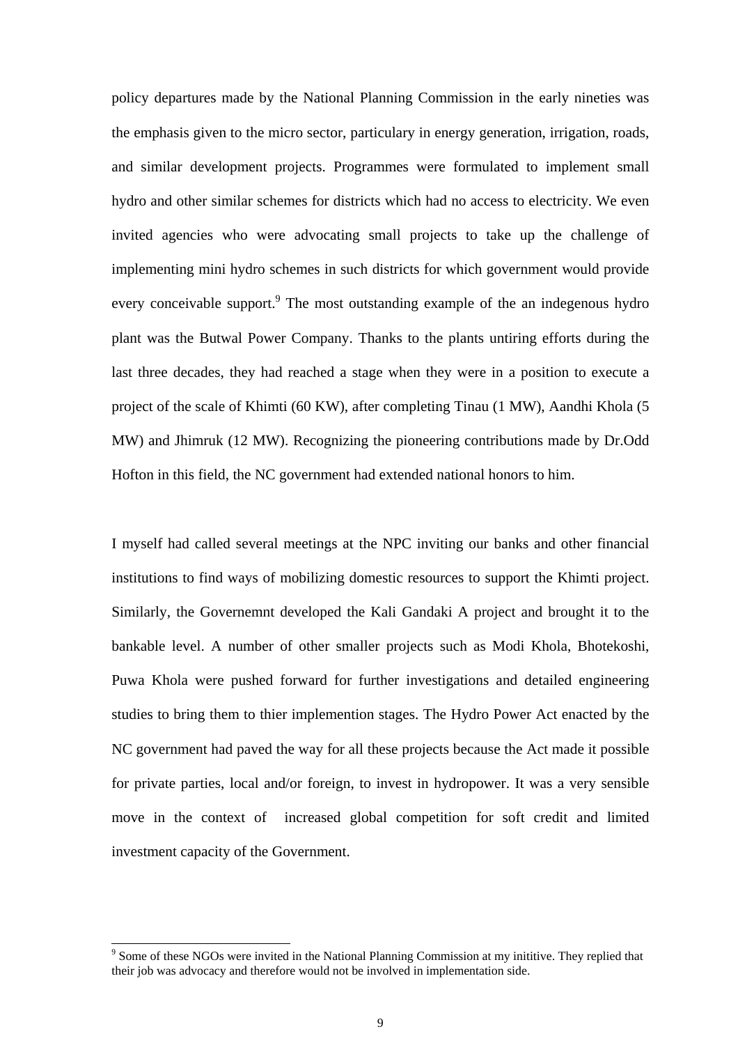policy departures made by the National Planning Commission in the early nineties was the emphasis given to the micro sector, particulary in energy generation, irrigation, roads, and similar development projects. Programmes were formulated to implement small hydro and other similar schemes for districts which had no access to electricity. We even invited agencies who were advocating small projects to take up the challenge of implementing mini hydro schemes in such districts for which government would provide every conceivable support.[9] The most outstanding example of the an indegenous hydro plant was the Butwal Power Company. Thanks to the plants untiring efforts during the last three decades, they had reached a stage when they were in a position to execute a project of the scale of Khimti (60 KW), after completing Tinau (1 MW), Aandhi Khola (5 MW) and Jhimruk (12 MW). Recognizing the pioneering contributions made by Dr.Odd Hofton in this field, the NC government had extended national honors to him.

I myself had called several meetings at the NPC inviting our banks and other financial institutions to find ways of mobilizing domestic resources to support the Khimti project. Similarly, the Governemnt developed the Kali Gandaki A project and brought it to the bankable level. A number of other smaller projects such as Modi Khola, Bhotekoshi, Puwa Khola were pushed forward for further investigations and detailed engineering studies to bring them to thier implemention stages. The Hydro Power Act enacted by the NC government had paved the way for all these projects because the Act made it possible for private parties, local and/or foreign, to invest in hydropower. It was a very sensible move in the context of increased global competition for soft credit and limited investment capacity of the Government.

[9] Some of these NGOs were invited in the National Planning Commission at my inititive. They replied that their job was advocacy and therefore would not be involved in implementation side.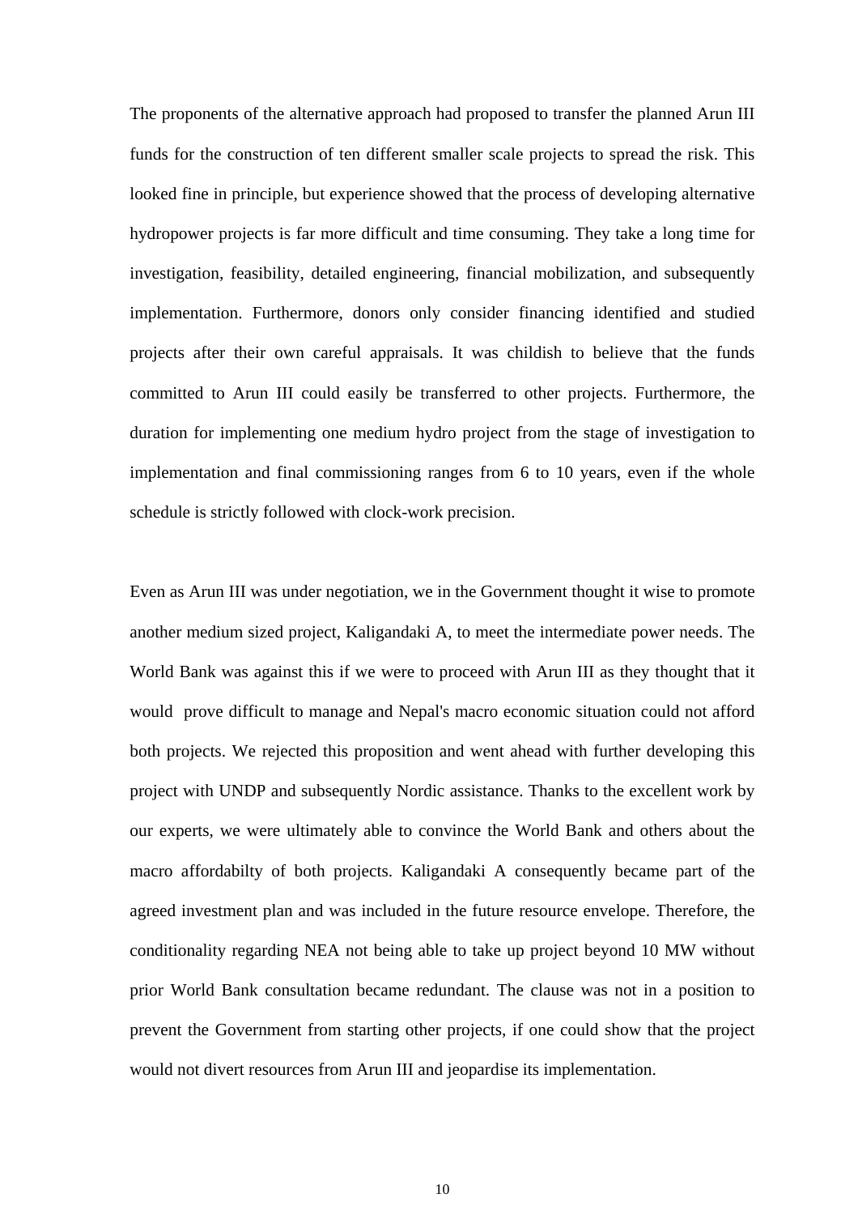The proponents of the alternative approach had proposed to transfer the planned Arun III funds for the construction of ten different smaller scale projects to spread the risk. This looked fine in principle, but experience showed that the process of developing alternative hydropower projects is far more difficult and time consuming. They take a long time for investigation, feasibility, detailed engineering, financial mobilization, and subsequently implementation. Furthermore, donors only consider financing identified and studied projects after their own careful appraisals. It was childish to believe that the funds committed to Arun III could easily be transferred to other projects. Furthermore, the duration for implementing one medium hydro project from the stage of investigation to implementation and final commissioning ranges from 6 to 10 years, even if the whole schedule is strictly followed with clock-work precision.

Even as Arun III was under negotiation, we in the Government thought it wise to promote another medium sized project, Kaligandaki A, to meet the intermediate power needs. The World Bank was against this if we were to proceed with Arun III as they thought that it would prove difficult to manage and Nepal's macro economic situation could not afford both projects. We rejected this proposition and went ahead with further developing this project with UNDP and subsequently Nordic assistance. Thanks to the excellent work by our experts, we were ultimately able to convince the World Bank and others about the macro affordabilty of both projects. Kaligandaki A consequently became part of the agreed investment plan and was included in the future resource envelope. Therefore, the conditionality regarding NEA not being able to take up project beyond 10 MW without prior World Bank consultation became redundant. The clause was not in a position to prevent the Government from starting other projects, if one could show that the project would not divert resources from Arun III and jeopardise its implementation.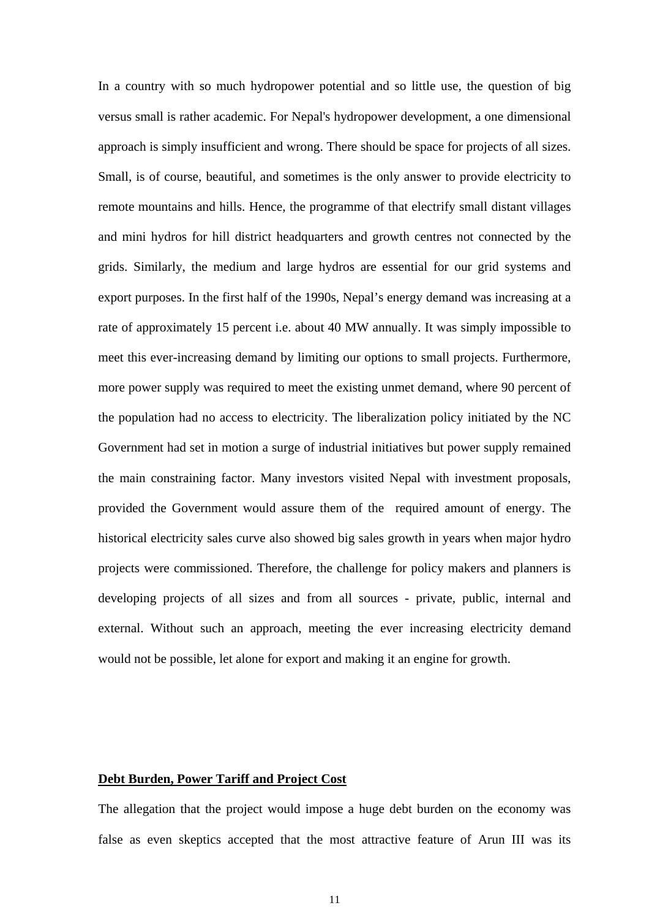In a country with so much hydropower potential and so little use, the question of big versus small is rather academic. For Nepal's hydropower development, a one dimensional approach is simply insufficient and wrong. There should be space for projects of all sizes. Small, is of course, beautiful, and sometimes is the only answer to provide electricity to remote mountains and hills. Hence, the programme of that electrify small distant villages and mini hydros for hill district headquarters and growth centres not connected by the grids. Similarly, the medium and large hydros are essential for our grid systems and export purposes. In the first half of the 1990s, Nepal's energy demand was increasing at a rate of approximately 15 percent i.e. about 40 MW annually. It was simply impossible to meet this ever-increasing demand by limiting our options to small projects. Furthermore, more power supply was required to meet the existing unmet demand, where 90 percent of the population had no access to electricity. The liberalization policy initiated by the NC Government had set in motion a surge of industrial initiatives but power supply remained the main constraining factor. Many investors visited Nepal with investment proposals, provided the Government would assure them of the required amount of energy. The historical electricity sales curve also showed big sales growth in years when major hydro projects were commissioned. Therefore, the challenge for policy makers and planners is developing projects of all sizes and from all sources - private, public, internal and external. Without such an approach, meeting the ever increasing electricity demand would not be possible, let alone for export and making it an engine for growth.

## Debt Burden, Power Tariff and Project Cost

The allegation that the project would impose a huge debt burden on the economy was false as even skeptics accepted that the most attractive feature of Arun III was its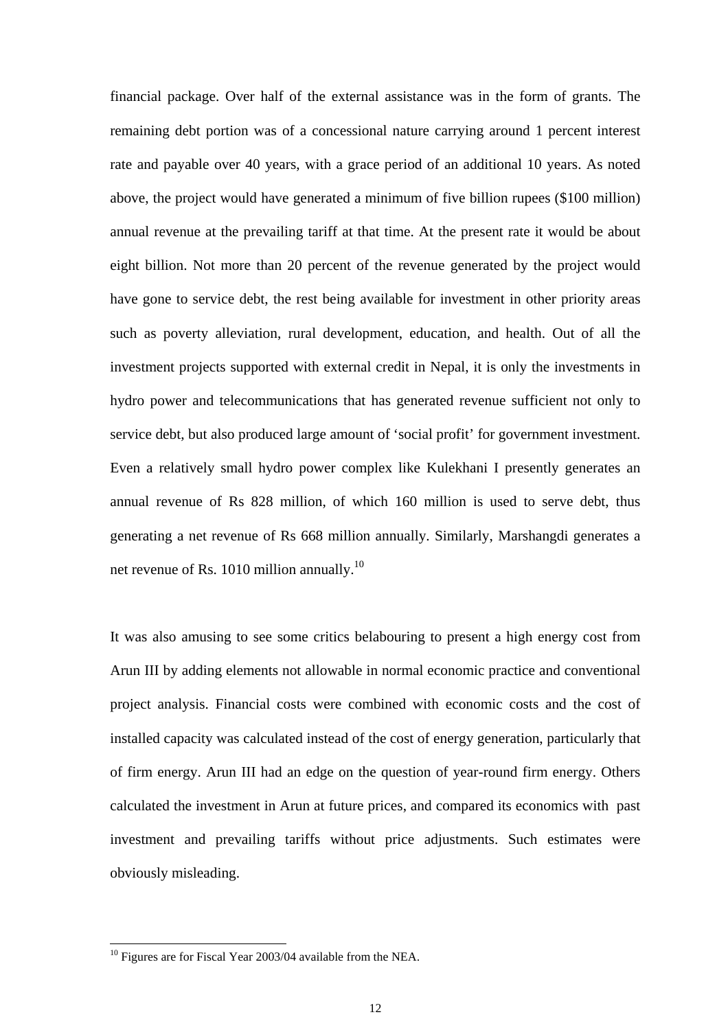financial package. Over half of the external assistance was in the form of grants. The remaining debt portion was of a concessional nature carrying around 1 percent interest rate and payable over 40 years, with a grace period of an additional 10 years. As noted above, the project would have generated a minimum of five billion rupees ($100 million) annual revenue at the prevailing tariff at that time. At the present rate it would be about eight billion. Not more than 20 percent of the revenue generated by the project would have gone to service debt, the rest being available for investment in other priority areas such as poverty alleviation, rural development, education, and health. Out of all the investment projects supported with external credit in Nepal, it is only the investments in hydro power and telecommunications that has generated revenue sufficient not only to service debt, but also produced large amount of 'social profit' for government investment. Even a relatively small hydro power complex like Kulekhani I presently generates an annual revenue of Rs 828 million, of which 160 million is used to serve debt, thus generating a net revenue of Rs 668 million annually. Similarly, Marshangdi generates a net revenue of Rs. 1010 million annually.[10]

It was also amusing to see some critics belabouring to present a high energy cost from Arun III by adding elements not allowable in normal economic practice and conventional project analysis. Financial costs were combined with economic costs and the cost of installed capacity was calculated instead of the cost of energy generation, particularly that of firm energy. Arun III had an edge on the question of year-round firm energy. Others calculated the investment in Arun at future prices, and compared its economics with past investment and prevailing tariffs without price adjustments. Such estimates were obviously misleading.

---

[10] Figures are for Fiscal Year 2003/04 available from the NEA.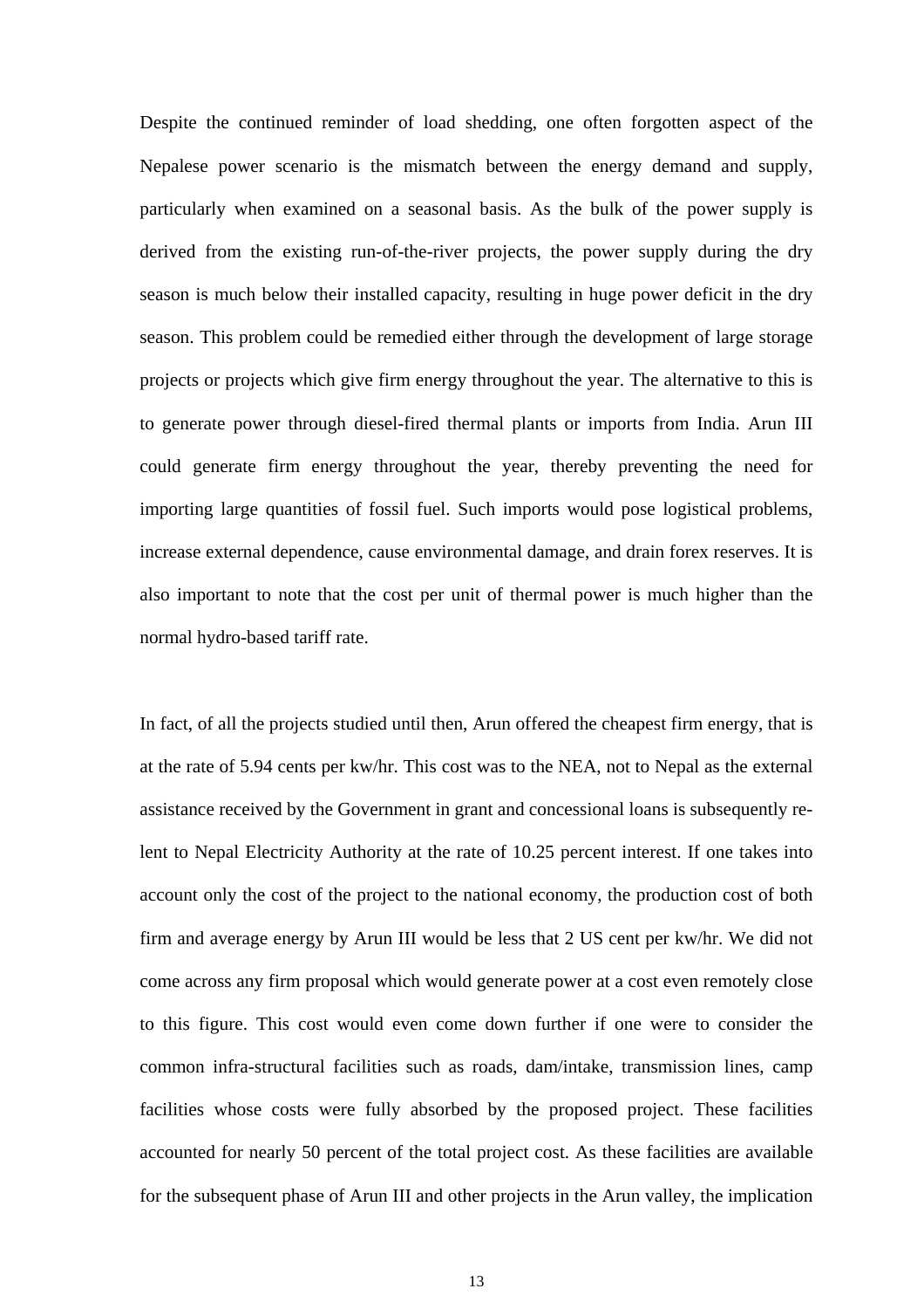Despite the continued reminder of load shedding, one often forgotten aspect of the Nepalese power scenario is the mismatch between the energy demand and supply, particularly when examined on a seasonal basis. As the bulk of the power supply is derived from the existing run-of-the-river projects, the power supply during the dry season is much below their installed capacity, resulting in huge power deficit in the dry season. This problem could be remedied either through the development of large storage projects or projects which give firm energy throughout the year. The alternative to this is to generate power through diesel-fired thermal plants or imports from India. Arun III could generate firm energy throughout the year, thereby preventing the need for importing large quantities of fossil fuel. Such imports would pose logistical problems, increase external dependence, cause environmental damage, and drain forex reserves. It is also important to note that the cost per unit of thermal power is much higher than the normal hydro-based tariff rate.

In fact, of all the projects studied until then, Arun offered the cheapest firm energy, that is at the rate of 5.94 cents per kw/hr. This cost was to the NEA, not to Nepal as the external assistance received by the Government in grant and concessional loans is subsequently re-lent to Nepal Electricity Authority at the rate of 10.25 percent interest. If one takes into account only the cost of the project to the national economy, the production cost of both firm and average energy by Arun III would be less that 2 US cent per kw/hr. We did not come across any firm proposal which would generate power at a cost even remotely close to this figure. This cost would even come down further if one were to consider the common infra-structural facilities such as roads, dam/intake, transmission lines, camp facilities whose costs were fully absorbed by the proposed project. These facilities accounted for nearly 50 percent of the total project cost. As these facilities are available for the subsequent phase of Arun III and other projects in the Arun valley, the implication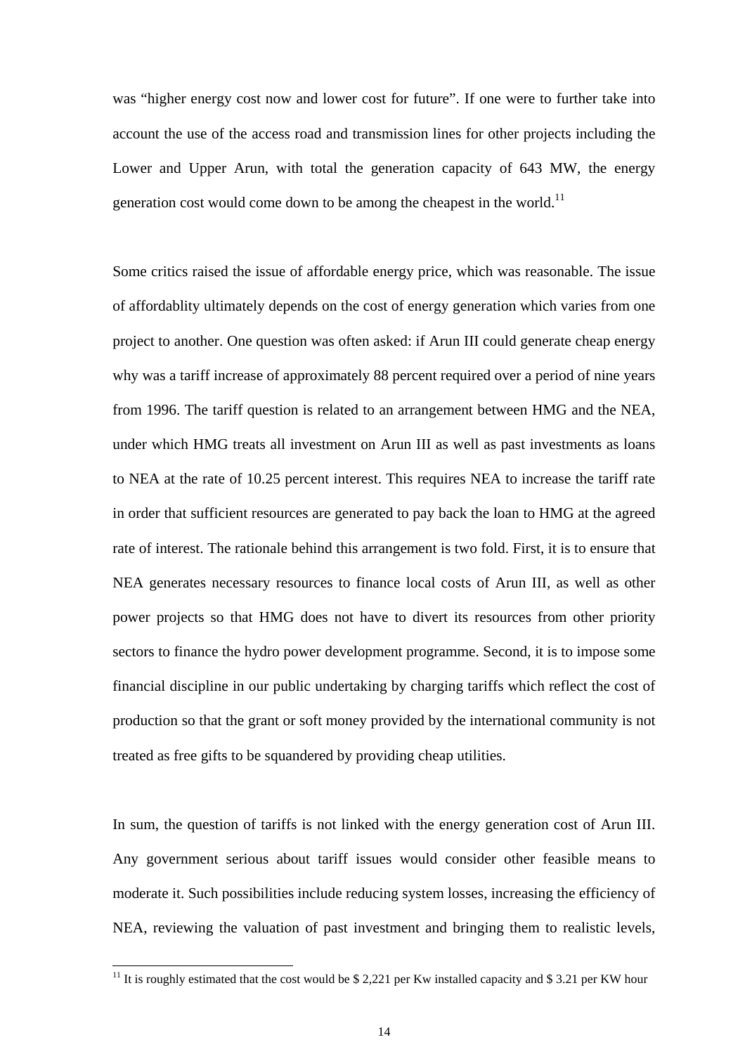was "higher energy cost now and lower cost for future". If one were to further take into account the use of the access road and transmission lines for other projects including the Lower and Upper Arun, with total the generation capacity of 643 MW, the energy generation cost would come down to be among the cheapest in the world.[11]

Some critics raised the issue of affordable energy price, which was reasonable. The issue of affordablity ultimately depends on the cost of energy generation which varies from one project to another. One question was often asked: if Arun III could generate cheap energy why was a tariff increase of approximately 88 percent required over a period of nine years from 1996. The tariff question is related to an arrangement between HMG and the NEA, under which HMG treats all investment on Arun III as well as past investments as loans to NEA at the rate of 10.25 percent interest. This requires NEA to increase the tariff rate in order that sufficient resources are generated to pay back the loan to HMG at the agreed rate of interest. The rationale behind this arrangement is two fold. First, it is to ensure that NEA generates necessary resources to finance local costs of Arun III, as well as other power projects so that HMG does not have to divert its resources from other priority sectors to finance the hydro power development programme. Second, it is to impose some financial discipline in our public undertaking by charging tariffs which reflect the cost of production so that the grant or soft money provided by the international community is not treated as free gifts to be squandered by providing cheap utilities.

In sum, the question of tariffs is not linked with the energy generation cost of Arun III. Any government serious about tariff issues would consider other feasible means to moderate it. Such possibilities include reducing system losses, increasing the efficiency of NEA, reviewing the valuation of past investment and bringing them to realistic levels,

[11] It is roughly estimated that the cost would be $ 2,221 per Kw installed capacity and $ 3.21 per KW hour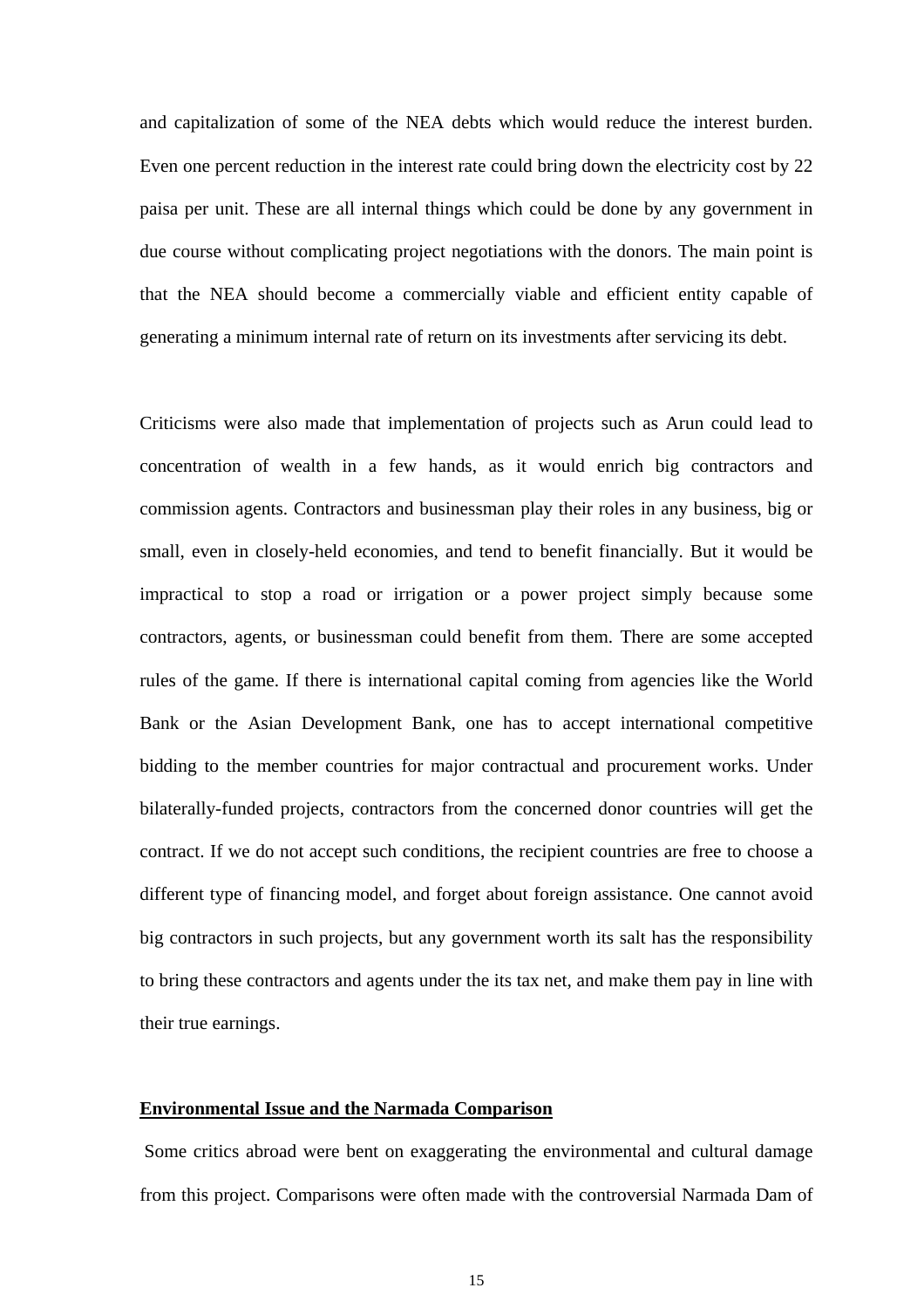and capitalization of some of the NEA debts which would reduce the interest burden. Even one percent reduction in the interest rate could bring down the electricity cost by 22 paisa per unit. These are all internal things which could be done by any government in due course without complicating project negotiations with the donors. The main point is that the NEA should become a commercially viable and efficient entity capable of generating a minimum internal rate of return on its investments after servicing its debt.

Criticisms were also made that implementation of projects such as Arun could lead to concentration of wealth in a few hands, as it would enrich big contractors and commission agents. Contractors and businessman play their roles in any business, big or small, even in closely-held economies, and tend to benefit financially. But it would be impractical to stop a road or irrigation or a power project simply because some contractors, agents, or businessman could benefit from them. There are some accepted rules of the game. If there is international capital coming from agencies like the World Bank or the Asian Development Bank, one has to accept international competitive bidding to the member countries for major contractual and procurement works. Under bilaterally-funded projects, contractors from the concerned donor countries will get the contract. If we do not accept such conditions, the recipient countries are free to choose a different type of financing model, and forget about foreign assistance. One cannot avoid big contractors in such projects, but any government worth its salt has the responsibility to bring these contractors and agents under the its tax net, and make them pay in line with their true earnings.

**Environmental Issue and the Narmada Comparison**

Some critics abroad were bent on exaggerating the environmental and cultural damage from this project. Comparisons were often made with the controversial Narmada Dam of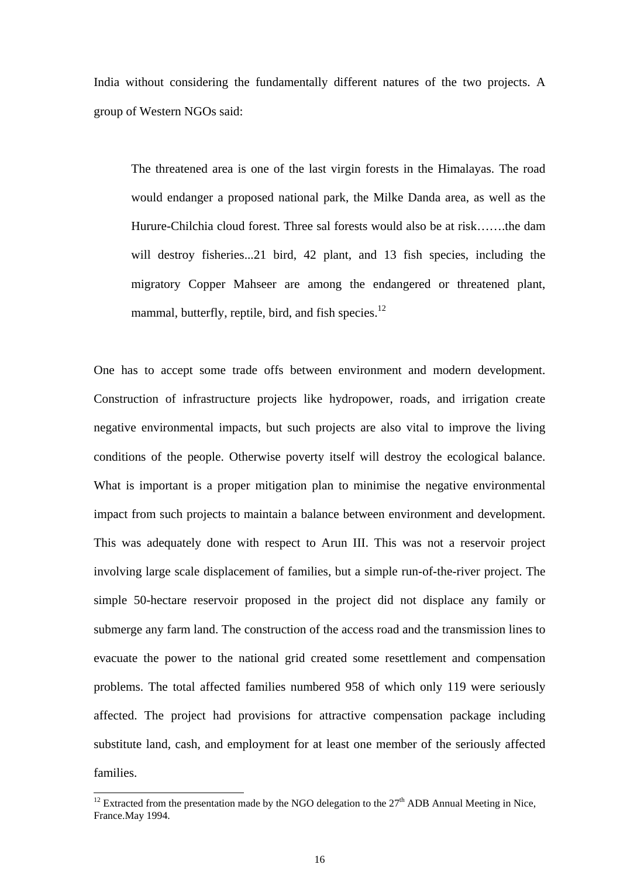India without considering the fundamentally different natures of the two projects. A group of Western NGOs said:

> The threatened area is one of the last virgin forests in the Himalayas. The road would endanger a proposed national park, the Milke Danda area, as well as the Hurure-Chilchia cloud forest. Three sal forests would also be at risk…….the dam will destroy fisheries...21 bird, 42 plant, and 13 fish species, including the migratory Copper Mahseer are among the endangered or threatened plant, mammal, butterfly, reptile, bird, and fish species.[12]

One has to accept some trade offs between environment and modern development. Construction of infrastructure projects like hydropower, roads, and irrigation create negative environmental impacts, but such projects are also vital to improve the living conditions of the people. Otherwise poverty itself will destroy the ecological balance. What is important is a proper mitigation plan to minimise the negative environmental impact from such projects to maintain a balance between environment and development. This was adequately done with respect to Arun III. This was not a reservoir project involving large scale displacement of families, but a simple run-of-the-river project. The simple 50-hectare reservoir proposed in the project did not displace any family or submerge any farm land. The construction of the access road and the transmission lines to evacuate the power to the national grid created some resettlement and compensation problems. The total affected families numbered 958 of which only 119 were seriously affected. The project had provisions for attractive compensation package including substitute land, cash, and employment for at least one member of the seriously affected families.

---

[12] Extracted from the presentation made by the NGO delegation to the 27th ADB Annual Meeting in Nice, France.May 1994.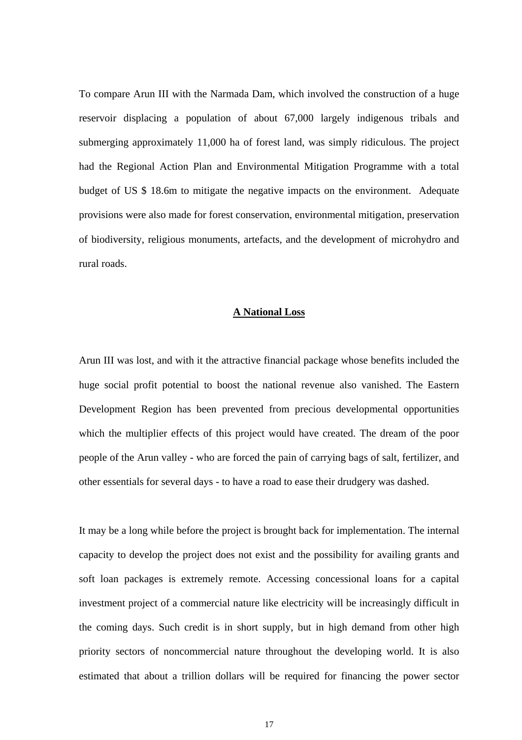To compare Arun III with the Narmada Dam, which involved the construction of a huge reservoir displacing a population of about 67,000 largely indigenous tribals and submerging approximately 11,000 ha of forest land, was simply ridiculous. The project had the Regional Action Plan and Environmental Mitigation Programme with a total budget of US $ 18.6m to mitigate the negative impacts on the environment. Adequate provisions were also made for forest conservation, environmental mitigation, preservation of biodiversity, religious monuments, artefacts, and the development of microhydro and rural roads.

## A National Loss

Arun III was lost, and with it the attractive financial package whose benefits included the huge social profit potential to boost the national revenue also vanished. The Eastern Development Region has been prevented from precious developmental opportunities which the multiplier effects of this project would have created. The dream of the poor people of the Arun valley - who are forced the pain of carrying bags of salt, fertilizer, and other essentials for several days - to have a road to ease their drudgery was dashed.

It may be a long while before the project is brought back for implementation. The internal capacity to develop the project does not exist and the possibility for availing grants and soft loan packages is extremely remote. Accessing concessional loans for a capital investment project of a commercial nature like electricity will be increasingly difficult in the coming days. Such credit is in short supply, but in high demand from other high priority sectors of noncommercial nature throughout the developing world. It is also estimated that about a trillion dollars will be required for financing the power sector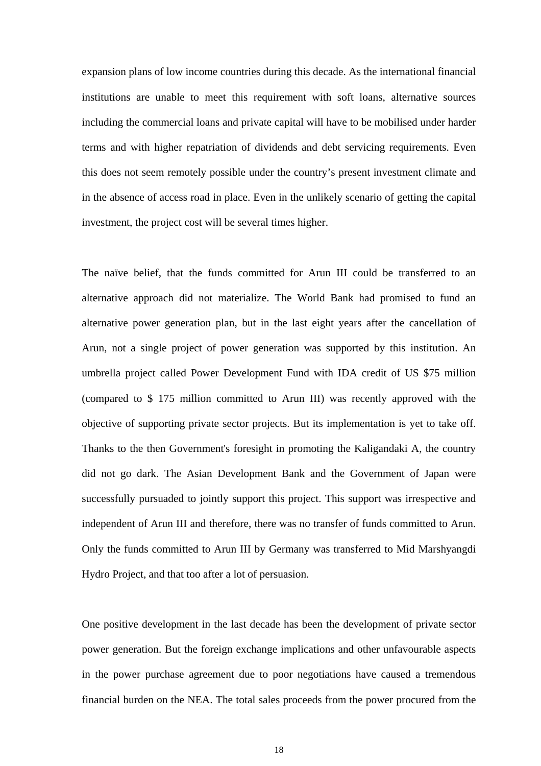expansion plans of low income countries during this decade. As the international financial institutions are unable to meet this requirement with soft loans, alternative sources including the commercial loans and private capital will have to be mobilised under harder terms and with higher repatriation of dividends and debt servicing requirements. Even this does not seem remotely possible under the country's present investment climate and in the absence of access road in place. Even in the unlikely scenario of getting the capital investment, the project cost will be several times higher.

The naïve belief, that the funds committed for Arun III could be transferred to an alternative approach did not materialize. The World Bank had promised to fund an alternative power generation plan, but in the last eight years after the cancellation of Arun, not a single project of power generation was supported by this institution. An umbrella project called Power Development Fund with IDA credit of US $75 million (compared to $ 175 million committed to Arun III) was recently approved with the objective of supporting private sector projects. But its implementation is yet to take off. Thanks to the then Government's foresight in promoting the Kaligandaki A, the country did not go dark. The Asian Development Bank and the Government of Japan were successfully pursuaded to jointly support this project. This support was irrespective and independent of Arun III and therefore, there was no transfer of funds committed to Arun. Only the funds committed to Arun III by Germany was transferred to Mid Marshyangdi Hydro Project, and that too after a lot of persuasion.

One positive development in the last decade has been the development of private sector power generation. But the foreign exchange implications and other unfavourable aspects in the power purchase agreement due to poor negotiations have caused a tremendous financial burden on the NEA. The total sales proceeds from the power procured from the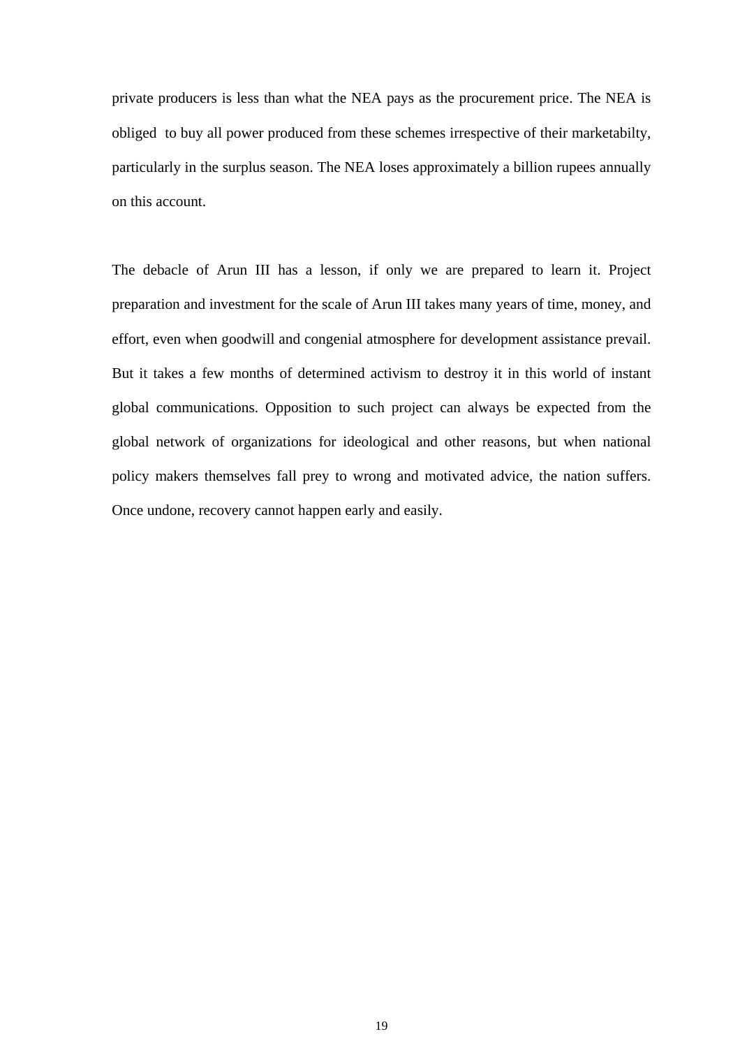private producers is less than what the NEA pays as the procurement price. The NEA is obliged to buy all power produced from these schemes irrespective of their marketabilty, particularly in the surplus season. The NEA loses approximately a billion rupees annually on this account.

The debacle of Arun III has a lesson, if only we are prepared to learn it. Project preparation and investment for the scale of Arun III takes many years of time, money, and effort, even when goodwill and congenial atmosphere for development assistance prevail. But it takes a few months of determined activism to destroy it in this world of instant global communications. Opposition to such project can always be expected from the global network of organizations for ideological and other reasons, but when national policy makers themselves fall prey to wrong and motivated advice, the nation suffers. Once undone, recovery cannot happen early and easily.